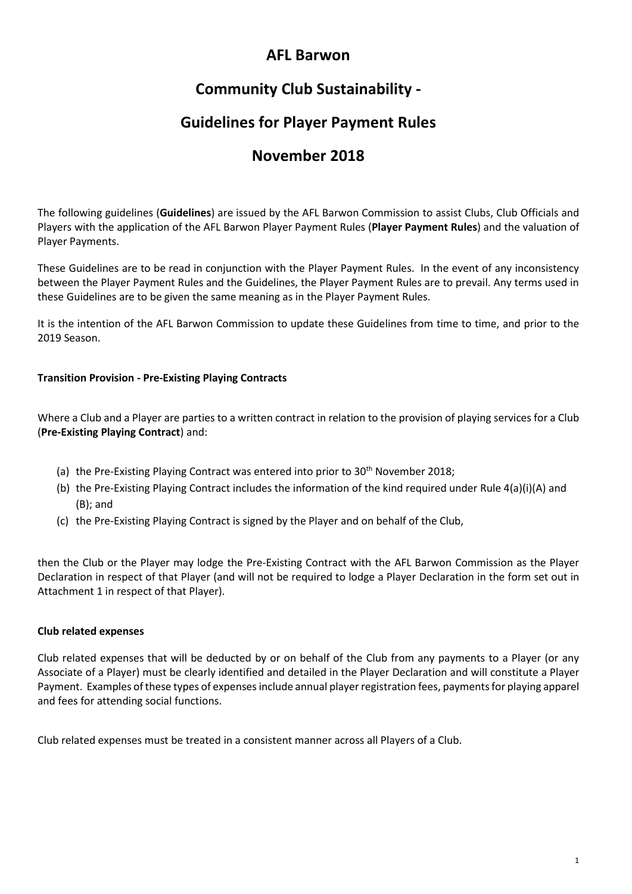# AFL Barwon

# Community Club Sustainability -

# Guidelines for Player Payment Rules

# November 2018

The following guidelines (**Guidelines**) are issued by the AFL Barwon Commission to assist Clubs, Club Officials and Players with the application of the AFL Barwon Player Payment Rules (**Player Payment Rules**) and the valuation of Player Payments.

These Guidelines are to be read in conjunction with the Player Payment Rules. In the event of any inconsistency between the Player Payment Rules and the Guidelines, the Player Payment Rules are to prevail. Any terms used in these Guidelines are to be given the same meaning as in the Player Payment Rules.

It is the intention of the AFL Barwon Commission to update these Guidelines from time to time, and prior to the 2019 Season.

### Transition Provision - Pre-Existing Playing Contracts

Where a Club and a Player are parties to a written contract in relation to the provision of playing services for a Club (**Pre-Existing Playing Contract**) and:

(a) the Pre-Existing Playing Contract was entered into prior to 30th November 2018;

(b) the Pre-Existing Playing Contract includes the information of the kind required under Rule 4(a)(i)(A) and (B); and

(c) the Pre-Existing Playing Contract is signed by the Player and on behalf of the Club,

then the Club or the Player may lodge the Pre-Existing Contract with the AFL Barwon Commission as the Player Declaration in respect of that Player (and will not be required to lodge a Player Declaration in the form set out in Attachment 1 in respect of that Player).

### Club related expenses

Club related expenses that will be deducted by or on behalf of the Club from any payments to a Player (or any Associate of a Player) must be clearly identified and detailed in the Player Declaration and will constitute a Player Payment. Examples of these types of expenses include annual player registration fees, payments for playing apparel and fees for attending social functions.

Club related expenses must be treated in a consistent manner across all Players of a Club.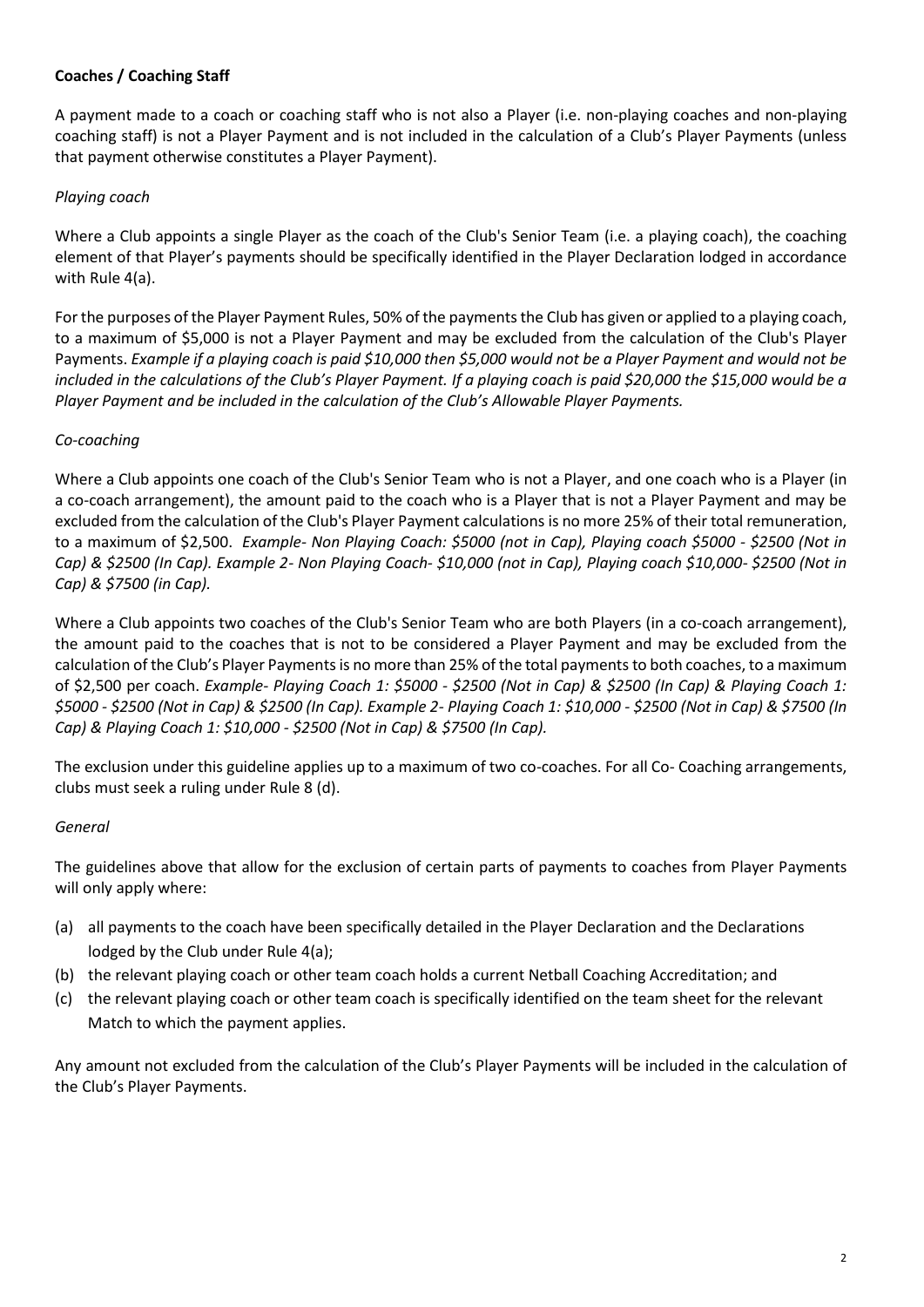**Coaches / Coaching Staff**

A payment made to a coach or coaching staff who is not also a Player (i.e. non-playing coaches and non-playing coaching staff) is not a Player Payment and is not included in the calculation of a Club's Player Payments (unless that payment otherwise constitutes a Player Payment).

*Playing coach*

Where a Club appoints a single Player as the coach of the Club's Senior Team (i.e. a playing coach), the coaching element of that Player's payments should be specifically identified in the Player Declaration lodged in accordance with Rule 4(a).

For the purposes of the Player Payment Rules, 50% of the payments the Club has given or applied to a playing coach, to a maximum of $5,000 is not a Player Payment and may be excluded from the calculation of the Club's Player Payments. *Example if a playing coach is paid $10,000 then $5,000 would not be a Player Payment and would not be included in the calculations of the Club's Player Payment. If a playing coach is paid $20,000 the $15,000 would be a Player Payment and be included in the calculation of the Club's Allowable Player Payments.*

*Co-coaching*

Where a Club appoints one coach of the Club's Senior Team who is not a Player, and one coach who is a Player (in a co-coach arrangement), the amount paid to the coach who is a Player that is not a Player Payment and may be excluded from the calculation of the Club's Player Payment calculations is no more 25% of their total remuneration, to a maximum of $2,500. *Example- Non Playing Coach: $5000 (not in Cap), Playing coach $5000 - $2500 (Not in Cap) & $2500 (In Cap). Example 2- Non Playing Coach- $10,000 (not in Cap), Playing coach $10,000- $2500 (Not in Cap) & $7500 (in Cap).*

Where a Club appoints two coaches of the Club's Senior Team who are both Players (in a co-coach arrangement), the amount paid to the coaches that is not to be considered a Player Payment and may be excluded from the calculation of the Club's Player Payments is no more than 25% of the total payments to both coaches, to a maximum of $2,500 per coach. *Example- Playing Coach 1: $5000 - $2500 (Not in Cap) & $2500 (In Cap) & Playing Coach 1: $5000 - $2500 (Not in Cap) & $2500 (In Cap). Example 2- Playing Coach 1: $10,000 - $2500 (Not in Cap) & $7500 (In Cap) & Playing Coach 1: $10,000 - $2500 (Not in Cap) & $7500 (In Cap).*

The exclusion under this guideline applies up to a maximum of two co-coaches. For all Co- Coaching arrangements, clubs must seek a ruling under Rule 8 (d).

*General*

The guidelines above that allow for the exclusion of certain parts of payments to coaches from Player Payments will only apply where:

(a) all payments to the coach have been specifically detailed in the Player Declaration and the Declarations lodged by the Club under Rule 4(a);
(b) the relevant playing coach or other team coach holds a current Netball Coaching Accreditation; and
(c) the relevant playing coach or other team coach is specifically identified on the team sheet for the relevant Match to which the payment applies.

Any amount not excluded from the calculation of the Club's Player Payments will be included in the calculation of the Club's Player Payments.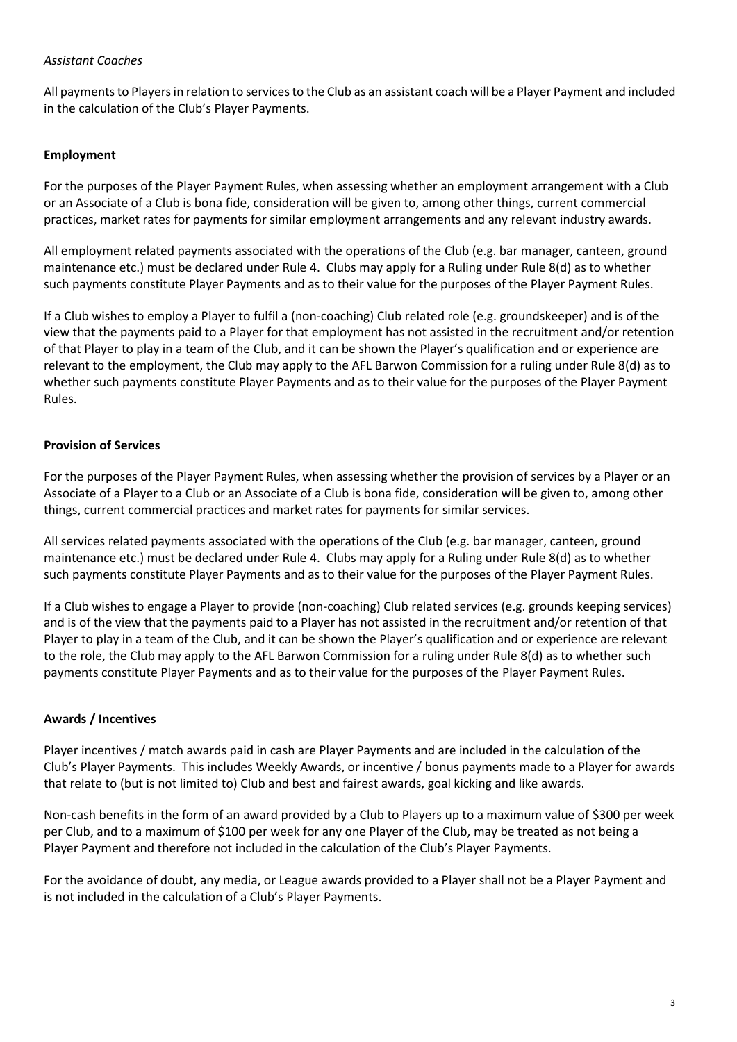*Assistant Coaches*

All payments to Players in relation to services to the Club as an assistant coach will be a Player Payment and included in the calculation of the Club's Player Payments.

**Employment**

For the purposes of the Player Payment Rules, when assessing whether an employment arrangement with a Club or an Associate of a Club is bona fide, consideration will be given to, among other things, current commercial practices, market rates for payments for similar employment arrangements and any relevant industry awards.

All employment related payments associated with the operations of the Club (e.g. bar manager, canteen, ground maintenance etc.) must be declared under Rule 4. Clubs may apply for a Ruling under Rule 8(d) as to whether such payments constitute Player Payments and as to their value for the purposes of the Player Payment Rules.

If a Club wishes to employ a Player to fulfil a (non-coaching) Club related role (e.g. groundskeeper) and is of the view that the payments paid to a Player for that employment has not assisted in the recruitment and/or retention of that Player to play in a team of the Club, and it can be shown the Player's qualification and or experience are relevant to the employment, the Club may apply to the AFL Barwon Commission for a ruling under Rule 8(d) as to whether such payments constitute Player Payments and as to their value for the purposes of the Player Payment Rules.

**Provision of Services**

For the purposes of the Player Payment Rules, when assessing whether the provision of services by a Player or an Associate of a Player to a Club or an Associate of a Club is bona fide, consideration will be given to, among other things, current commercial practices and market rates for payments for similar services.

All services related payments associated with the operations of the Club (e.g. bar manager, canteen, ground maintenance etc.) must be declared under Rule 4. Clubs may apply for a Ruling under Rule 8(d) as to whether such payments constitute Player Payments and as to their value for the purposes of the Player Payment Rules.

If a Club wishes to engage a Player to provide (non-coaching) Club related services (e.g. grounds keeping services) and is of the view that the payments paid to a Player has not assisted in the recruitment and/or retention of that Player to play in a team of the Club, and it can be shown the Player's qualification and or experience are relevant to the role, the Club may apply to the AFL Barwon Commission for a ruling under Rule 8(d) as to whether such payments constitute Player Payments and as to their value for the purposes of the Player Payment Rules.

**Awards / Incentives**

Player incentives / match awards paid in cash are Player Payments and are included in the calculation of the Club's Player Payments. This includes Weekly Awards, or incentive / bonus payments made to a Player for awards that relate to (but is not limited to) Club and best and fairest awards, goal kicking and like awards.

Non-cash benefits in the form of an award provided by a Club to Players up to a maximum value of $300 per week per Club, and to a maximum of $100 per week for any one Player of the Club, may be treated as not being a Player Payment and therefore not included in the calculation of the Club's Player Payments.

For the avoidance of doubt, any media, or League awards provided to a Player shall not be a Player Payment and is not included in the calculation of a Club's Player Payments.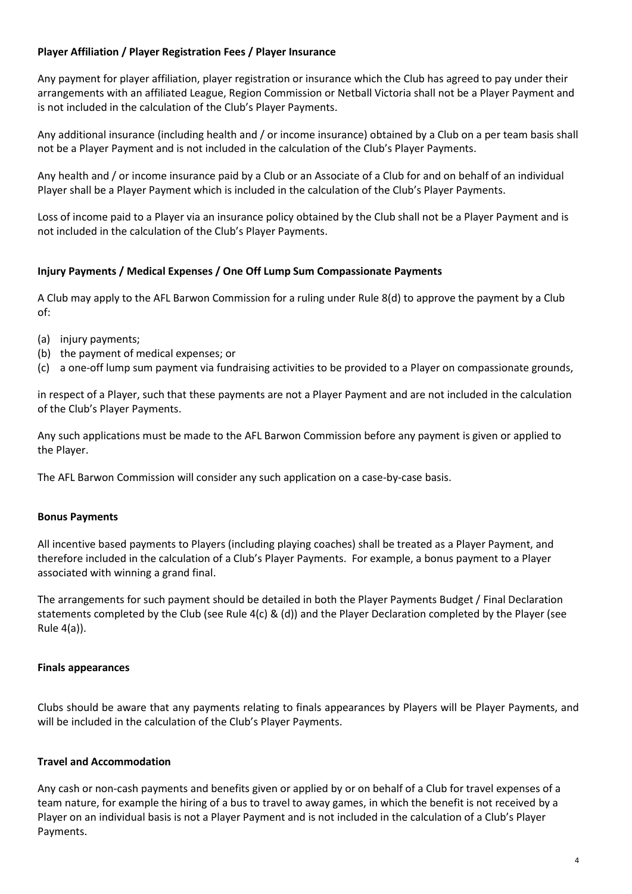**Player Affiliation / Player Registration Fees / Player Insurance**

Any payment for player affiliation, player registration or insurance which the Club has agreed to pay under their arrangements with an affiliated League, Region Commission or Netball Victoria shall not be a Player Payment and is not included in the calculation of the Club's Player Payments.

Any additional insurance (including health and / or income insurance) obtained by a Club on a per team basis shall not be a Player Payment and is not included in the calculation of the Club's Player Payments.

Any health and / or income insurance paid by a Club or an Associate of a Club for and on behalf of an individual Player shall be a Player Payment which is included in the calculation of the Club's Player Payments.

Loss of income paid to a Player via an insurance policy obtained by the Club shall not be a Player Payment and is not included in the calculation of the Club's Player Payments.

**Injury Payments / Medical Expenses / One Off Lump Sum Compassionate Payments**

A Club may apply to the AFL Barwon Commission for a ruling under Rule 8(d) to approve the payment by a Club of:

(a) injury payments;
(b) the payment of medical expenses; or
(c) a one-off lump sum payment via fundraising activities to be provided to a Player on compassionate grounds,

in respect of a Player, such that these payments are not a Player Payment and are not included in the calculation of the Club's Player Payments.

Any such applications must be made to the AFL Barwon Commission before any payment is given or applied to the Player.

The AFL Barwon Commission will consider any such application on a case-by-case basis.

**Bonus Payments**

All incentive based payments to Players (including playing coaches) shall be treated as a Player Payment, and therefore included in the calculation of a Club's Player Payments. For example, a bonus payment to a Player associated with winning a grand final.

The arrangements for such payment should be detailed in both the Player Payments Budget / Final Declaration statements completed by the Club (see Rule 4(c) & (d)) and the Player Declaration completed by the Player (see Rule 4(a)).

**Finals appearances**

Clubs should be aware that any payments relating to finals appearances by Players will be Player Payments, and will be included in the calculation of the Club's Player Payments.

**Travel and Accommodation**

Any cash or non-cash payments and benefits given or applied by or on behalf of a Club for travel expenses of a team nature, for example the hiring of a bus to travel to away games, in which the benefit is not received by a Player on an individual basis is not a Player Payment and is not included in the calculation of a Club's Player Payments.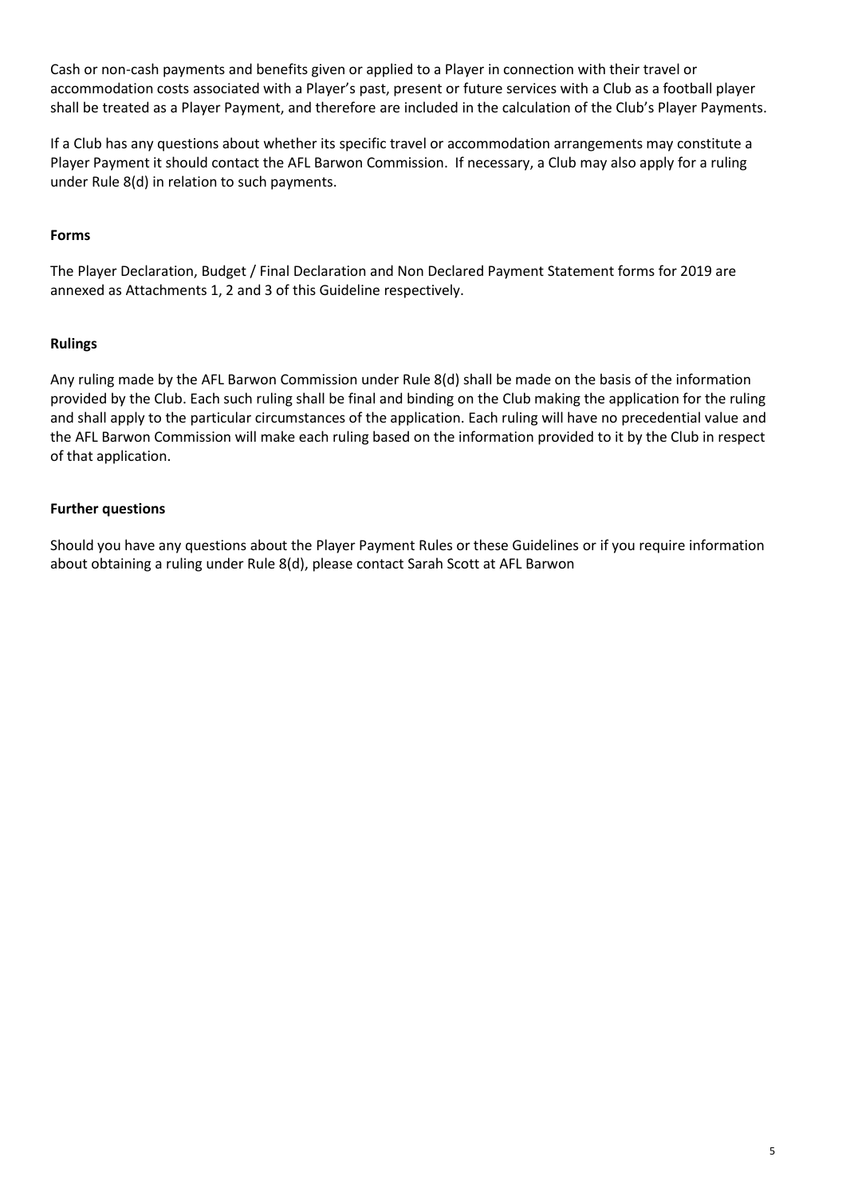Cash or non-cash payments and benefits given or applied to a Player in connection with their travel or accommodation costs associated with a Player's past, present or future services with a Club as a football player shall be treated as a Player Payment, and therefore are included in the calculation of the Club's Player Payments.

If a Club has any questions about whether its specific travel or accommodation arrangements may constitute a Player Payment it should contact the AFL Barwon Commission. If necessary, a Club may also apply for a ruling under Rule 8(d) in relation to such payments.

**Forms**

The Player Declaration, Budget / Final Declaration and Non Declared Payment Statement forms for 2019 are annexed as Attachments 1, 2 and 3 of this Guideline respectively.

**Rulings**

Any ruling made by the AFL Barwon Commission under Rule 8(d) shall be made on the basis of the information provided by the Club. Each such ruling shall be final and binding on the Club making the application for the ruling and shall apply to the particular circumstances of the application. Each ruling will have no precedential value and the AFL Barwon Commission will make each ruling based on the information provided to it by the Club in respect of that application.

**Further questions**

Should you have any questions about the Player Payment Rules or these Guidelines or if you require information about obtaining a ruling under Rule 8(d), please contact Sarah Scott at AFL Barwon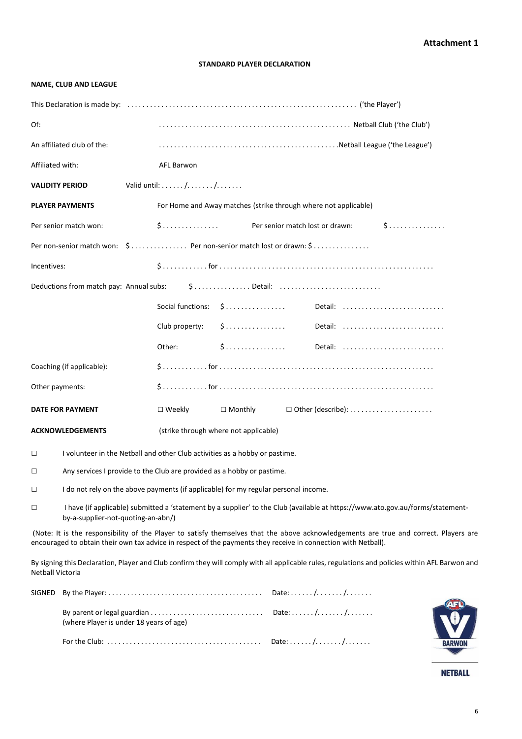**Attachment 1**

**STANDARD PLAYER DECLARATION**

**NAME, CLUB AND LEAGUE**

This Declaration is made by: ............................................................ ('the Player')

Of: .................................................. Netball Club ('the Club')

An affiliated club of the: ..............................................Netball League ('the League')

Affiliated with: AFL Barwon

**VALIDITY PERIOD** Valid until: ....../......./.......

**PLAYER PAYMENTS** For Home and Away matches (strike through where not applicable)

Per senior match won: $............... Per senior match lost or drawn: $...............

Per non-senior match won: $............... Per non-senior match lost or drawn: $...............

Incentives: $............for........................................................

Deductions from match pay: Annual subs: $............... Detail: ..........................

Social functions: $................ Detail: ..........................

Club property: $................ Detail: ..........................

Other: $................ Detail: ..........................

Coaching (if applicable): $............for........................................................

Other payments: $............for........................................................

**DATE FOR PAYMENT** ☐ Weekly ☐ Monthly ☐ Other (describe): ......................

**ACKNOWLEDGEMENTS** (strike through where not applicable)

☐ I volunteer in the Netball and other Club activities as a hobby or pastime.

☐ Any services I provide to the Club are provided as a hobby or pastime.

☐ I do not rely on the above payments (if applicable) for my regular personal income.

☐ I have (if applicable) submitted a 'statement by a supplier' to the Club (available at https://www.ato.gov.au/forms/statement-by-a-supplier-not-quoting-an-abn/)

(Note: It is the responsibility of the Player to satisfy themselves that the above acknowledgements are true and correct. Players are encouraged to obtain their own tax advice in respect of the payments they receive in connection with Netball).

By signing this Declaration, Player and Club confirm they will comply with all applicable rules, regulations and policies within AFL Barwon and Netball Victoria

SIGNED By the Player: ........................................ Date: ....../......./.......

By parent or legal guardian ............................. Date: ....../......./.......
(where Player is under 18 years of age)

For the Club: ........................................ Date: ....../......./.......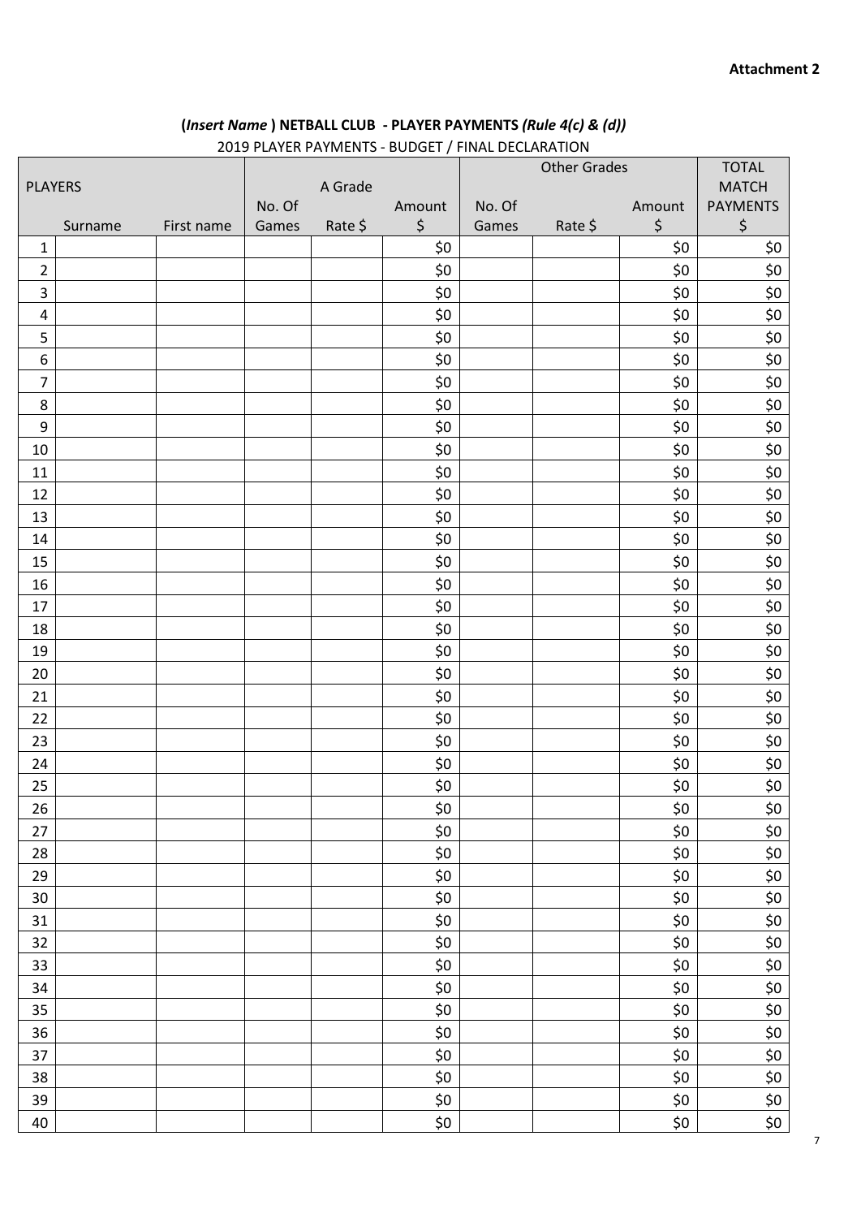**Attachment 2**

## (*Insert Name* ) NETBALL CLUB - PLAYER PAYMENTS *(Rule 4(c) & (d))*

2019 PLAYER PAYMENTS - BUDGET / FINAL DECLARATION

| PLAYERS | | | A Grade | | | Other Grades | | | TOTAL MATCH PAYMENTS |
|---|---|---|---|---|---|---|---|---|---|
| | Surname | First name | No. Of Games | Rate $ | Amount $ | No. Of Games | Rate $ | Amount $ | $ |
| 1 | | | | | $0 | | | $0 | $0 |
| 2 | | | | | $0 | | | $0 | $0 |
| 3 | | | | | $0 | | | $0 | $0 |
| 4 | | | | | $0 | | | $0 | $0 |
| 5 | | | | | $0 | | | $0 | $0 |
| 6 | | | | | $0 | | | $0 | $0 |
| 7 | | | | | $0 | | | $0 | $0 |
| 8 | | | | | $0 | | | $0 | $0 |
| 9 | | | | | $0 | | | $0 | $0 |
| 10 | | | | | $0 | | | $0 | $0 |
| 11 | | | | | $0 | | | $0 | $0 |
| 12 | | | | | $0 | | | $0 | $0 |
| 13 | | | | | $0 | | | $0 | $0 |
| 14 | | | | | $0 | | | $0 | $0 |
| 15 | | | | | $0 | | | $0 | $0 |
| 16 | | | | | $0 | | | $0 | $0 |
| 17 | | | | | $0 | | | $0 | $0 |
| 18 | | | | | $0 | | | $0 | $0 |
| 19 | | | | | $0 | | | $0 | $0 |
| 20 | | | | | $0 | | | $0 | $0 |
| 21 | | | | | $0 | | | $0 | $0 |
| 22 | | | | | $0 | | | $0 | $0 |
| 23 | | | | | $0 | | | $0 | $0 |
| 24 | | | | | $0 | | | $0 | $0 |
| 25 | | | | | $0 | | | $0 | $0 |
| 26 | | | | | $0 | | | $0 | $0 |
| 27 | | | | | $0 | | | $0 | $0 |
| 28 | | | | | $0 | | | $0 | $0 |
| 29 | | | | | $0 | | | $0 | $0 |
| 30 | | | | | $0 | | | $0 | $0 |
| 31 | | | | | $0 | | | $0 | $0 |
| 32 | | | | | $0 | | | $0 | $0 |
| 33 | | | | | $0 | | | $0 | $0 |
| 34 | | | | | $0 | | | $0 | $0 |
| 35 | | | | | $0 | | | $0 | $0 |
| 36 | | | | | $0 | | | $0 | $0 |
| 37 | | | | | $0 | | | $0 | $0 |
| 38 | | | | | $0 | | | $0 | $0 |
| 39 | | | | | $0 | | | $0 | $0 |
| 40 | | | | | $0 | | | $0 | $0 |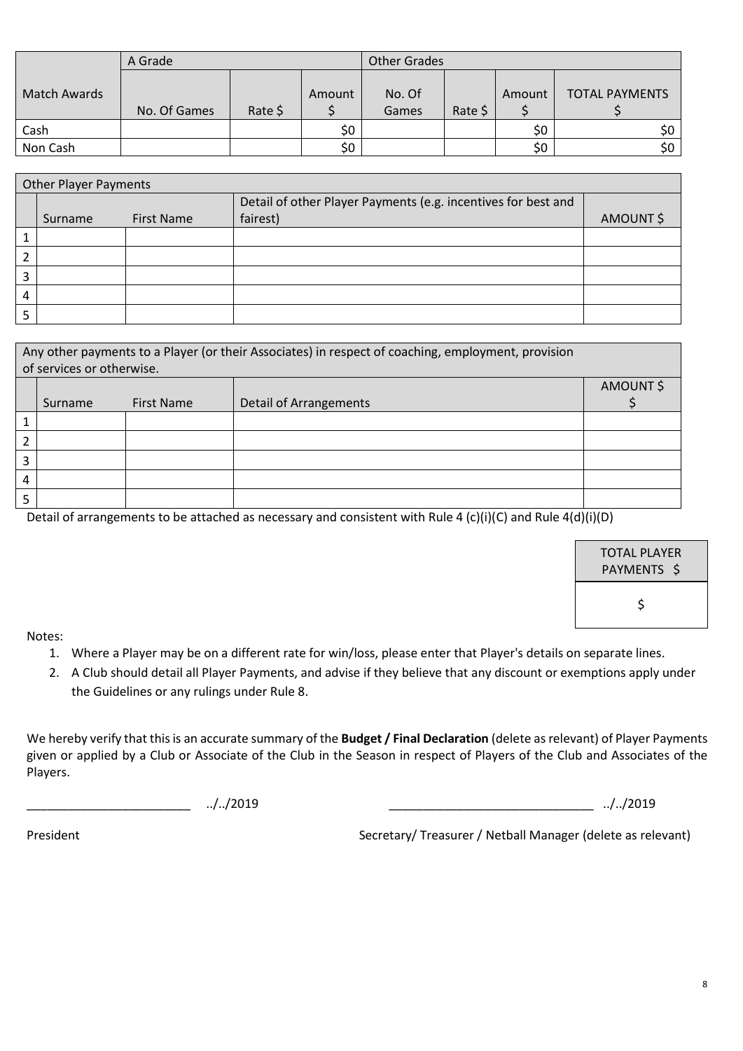| Match Awards | A Grade | | | Other Grades | | | TOTAL PAYMENTS |
|---|---|---|---|---|---|---|---|
| | No. Of Games | Rate $ | Amount $ | No. Of Games | Rate $ | Amount $ | $ |
| Cash | | | $0 | | | $0 | $0 |
| Non Cash | | | $0 | | | $0 | $0 |

| Other Player Payments | | | | |
|---|---|---|---|---|
| | Surname | First Name | Detail of other Player Payments (e.g. incentives for best and fairest) | AMOUNT $ |
| 1 | | | | |
| 2 | | | | |
| 3 | | | | |
| 4 | | | | |
| 5 | | | | |

| Any other payments to a Player (or their Associates) in respect of coaching, employment, provision of services or otherwise. | | | | |
|---|---|---|---|---|
| | Surname | First Name | Detail of Arrangements | AMOUNT $ |
| 1 | | | | |
| 2 | | | | |
| 3 | | | | |
| 4 | | | | |
| 5 | | | | |

Detail of arrangements to be attached as necessary and consistent with Rule 4 (c)(i)(C) and Rule 4(d)(i)(D)

| TOTAL PLAYER PAYMENTS $ |
|---|
| $ |

Notes:

1. Where a Player may be on a different rate for win/loss, please enter that Player's details on separate lines.
2. A Club should detail all Player Payments, and advise if they believe that any discount or exemptions apply under the Guidelines or any rulings under Rule 8.

We hereby verify that this is an accurate summary of the **Budget / Final Declaration** (delete as relevant) of Player Payments given or applied by a Club or Associate of the Club in the Season in respect of Players of the Club and Associates of the Players.

________________________ ../../2019 ______________________________ ../../2019

President Secretary/ Treasurer / Netball Manager (delete as relevant)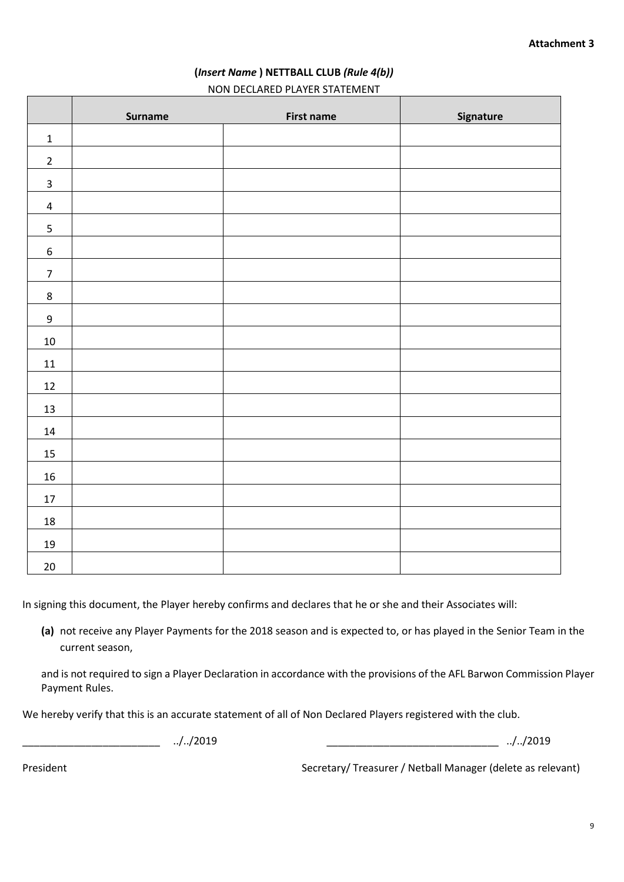**Attachment 3**

**(*Insert Name* ) NETTBALL CLUB *(Rule 4(b))***

NON DECLARED PLAYER STATEMENT

| | Surname | First name | Signature |
|---|---|---|---|
| 1 | | | |
| 2 | | | |
| 3 | | | |
| 4 | | | |
| 5 | | | |
| 6 | | | |
| 7 | | | |
| 8 | | | |
| 9 | | | |
| 10 | | | |
| 11 | | | |
| 12 | | | |
| 13 | | | |
| 14 | | | |
| 15 | | | |
| 16 | | | |
| 17 | | | |
| 18 | | | |
| 19 | | | |
| 20 | | | |

In signing this document, the Player hereby confirms and declares that he or she and their Associates will:

**(a)** not receive any Player Payments for the 2018 season and is expected to, or has played in the Senior Team in the current season,

and is not required to sign a Player Declaration in accordance with the provisions of the AFL Barwon Commission Player Payment Rules.

We hereby verify that this is an accurate statement of all of Non Declared Players registered with the club.

________________________ ../../2019                ______________________________ ../../2019

President                Secretary/ Treasurer / Netball Manager (delete as relevant)